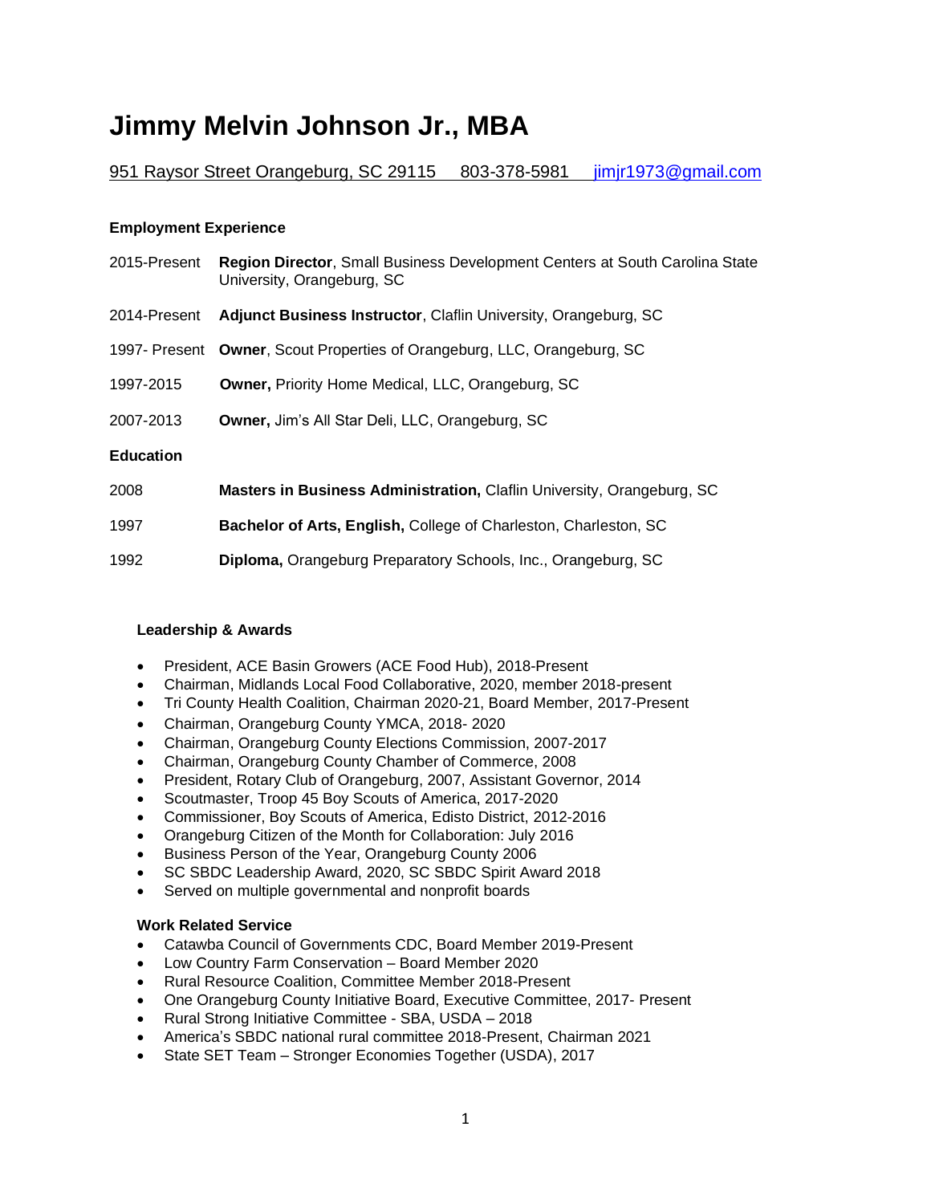# Jimmy Melvin Johnson Jr., MBA

951 Raysor Street Orangeburg, SC 29115 803-378-5981 jimjr1973@gmail.com

**Employment Experience**

2015-Present **Region Director**, Small Business Development Centers at South Carolina State University, Orangeburg, SC

2014-Present **Adjunct Business Instructor**, Claflin University, Orangeburg, SC

1997- Present **Owner**, Scout Properties of Orangeburg, LLC, Orangeburg, SC

1997-2015 **Owner,** Priority Home Medical, LLC, Orangeburg, SC

2007-2013 **Owner,** Jim's All Star Deli, LLC, Orangeburg, SC

**Education**

2008 **Masters in Business Administration,** Claflin University, Orangeburg, SC

1997 **Bachelor of Arts, English,** College of Charleston, Charleston, SC

1992 **Diploma,** Orangeburg Preparatory Schools, Inc., Orangeburg, SC

**Leadership & Awards**

- President, ACE Basin Growers (ACE Food Hub), 2018-Present
- Chairman, Midlands Local Food Collaborative, 2020, member 2018-present
- Tri County Health Coalition, Chairman 2020-21, Board Member, 2017-Present
- Chairman, Orangeburg County YMCA, 2018- 2020
- Chairman, Orangeburg County Elections Commission, 2007-2017
- Chairman, Orangeburg County Chamber of Commerce, 2008
- President, Rotary Club of Orangeburg, 2007, Assistant Governor, 2014
- Scoutmaster, Troop 45 Boy Scouts of America, 2017-2020
- Commissioner, Boy Scouts of America, Edisto District, 2012-2016
- Orangeburg Citizen of the Month for Collaboration: July 2016
- Business Person of the Year, Orangeburg County 2006
- SC SBDC Leadership Award, 2020, SC SBDC Spirit Award 2018
- Served on multiple governmental and nonprofit boards

**Work Related Service**

- Catawba Council of Governments CDC, Board Member 2019-Present
- Low Country Farm Conservation – Board Member 2020
- Rural Resource Coalition, Committee Member 2018-Present
- One Orangeburg County Initiative Board, Executive Committee, 2017- Present
- Rural Strong Initiative Committee - SBA, USDA – 2018
- America's SBDC national rural committee 2018-Present, Chairman 2021
- State SET Team – Stronger Economies Together (USDA), 2017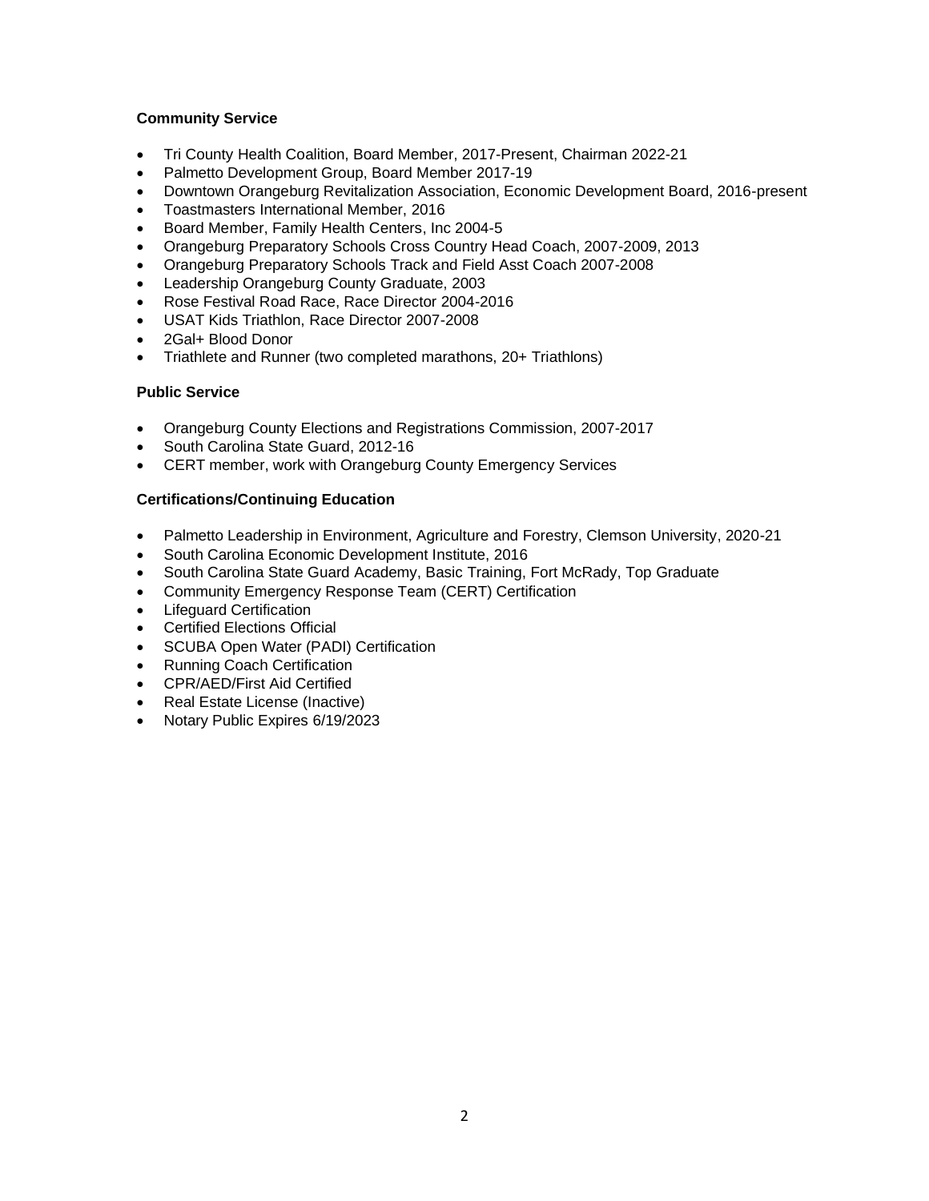**Community Service**

- Tri County Health Coalition, Board Member, 2017-Present, Chairman 2022-21
- Palmetto Development Group, Board Member 2017-19
- Downtown Orangeburg Revitalization Association, Economic Development Board, 2016-present
- Toastmasters International Member, 2016
- Board Member, Family Health Centers, Inc 2004-5
- Orangeburg Preparatory Schools Cross Country Head Coach, 2007-2009, 2013
- Orangeburg Preparatory Schools Track and Field Asst Coach 2007-2008
- Leadership Orangeburg County Graduate, 2003
- Rose Festival Road Race, Race Director 2004-2016
- USAT Kids Triathlon, Race Director 2007-2008
- 2Gal+ Blood Donor
- Triathlete and Runner (two completed marathons, 20+ Triathlons)

**Public Service**

- Orangeburg County Elections and Registrations Commission, 2007-2017
- South Carolina State Guard, 2012-16
- CERT member, work with Orangeburg County Emergency Services

**Certifications/Continuing Education**

- Palmetto Leadership in Environment, Agriculture and Forestry, Clemson University, 2020-21
- South Carolina Economic Development Institute, 2016
- South Carolina State Guard Academy, Basic Training, Fort McRady, Top Graduate
- Community Emergency Response Team (CERT) Certification
- Lifeguard Certification
- Certified Elections Official
- SCUBA Open Water (PADI) Certification
- Running Coach Certification
- CPR/AED/First Aid Certified
- Real Estate License (Inactive)
- Notary Public Expires 6/19/2023